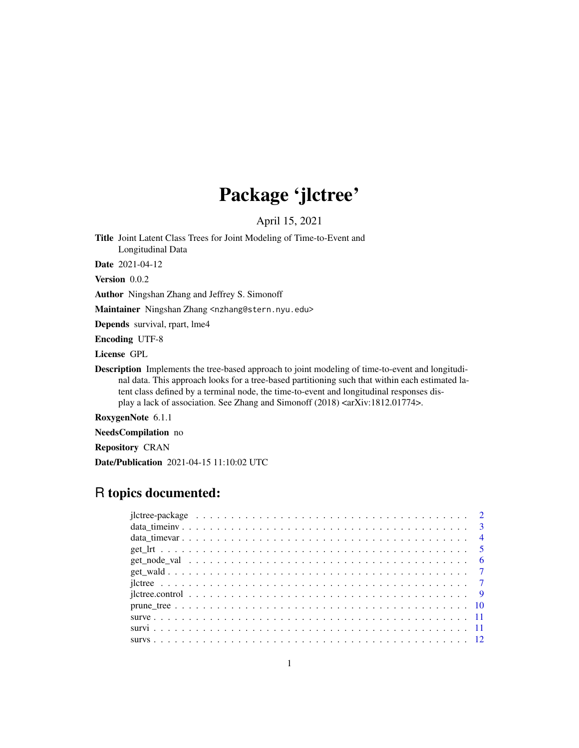# Package 'jlctree'

April 15, 2021

**Title** Joint Latent Class Trees for Joint Modeling of Time-to-Event and Longitudinal Data

**Date** 2021-04-12

**Version** 0.0.2

**Author** Ningshan Zhang and Jeffrey S. Simonoff

**Maintainer** Ningshan Zhang <nzhang@stern.nyu.edu>

**Depends** survival, rpart, lme4

**Encoding** UTF-8

**License** GPL

**Description** Implements the tree-based approach to joint modeling of time-to-event and longitudinal data. This approach looks for a tree-based partitioning such that within each estimated latent class defined by a terminal node, the time-to-event and longitudinal responses display a lack of association. See Zhang and Simonoff (2018) <arXiv:1812.01774>.

**RoxygenNote** 6.1.1

**NeedsCompilation** no

**Repository** CRAN

**Date/Publication** 2021-04-15 11:10:02 UTC

## R topics documented:

- jlctree-package . . . . . . . . . . . . . . . . . . . . . . . . . . . . . . . . . . . . . 2
- data_timeinv . . . . . . . . . . . . . . . . . . . . . . . . . . . . . . . . . . . . . . . 3
- data_timevar . . . . . . . . . . . . . . . . . . . . . . . . . . . . . . . . . . . . . . . 4
- get_lrt . . . . . . . . . . . . . . . . . . . . . . . . . . . . . . . . . . . . . . . . . . 5
- get_node_val . . . . . . . . . . . . . . . . . . . . . . . . . . . . . . . . . . . . . . . 6
- get_wald . . . . . . . . . . . . . . . . . . . . . . . . . . . . . . . . . . . . . . . . . 7
- jlctree . . . . . . . . . . . . . . . . . . . . . . . . . . . . . . . . . . . . . . . . . . 7
- jlctree.control . . . . . . . . . . . . . . . . . . . . . . . . . . . . . . . . . . . . . . 9
- prune_tree . . . . . . . . . . . . . . . . . . . . . . . . . . . . . . . . . . . . . . . . 10
- surve . . . . . . . . . . . . . . . . . . . . . . . . . . . . . . . . . . . . . . . . . . . 11
- survi . . . . . . . . . . . . . . . . . . . . . . . . . . . . . . . . . . . . . . . . . . . 11
- survs . . . . . . . . . . . . . . . . . . . . . . . . . . . . . . . . . . . . . . . . . . . 12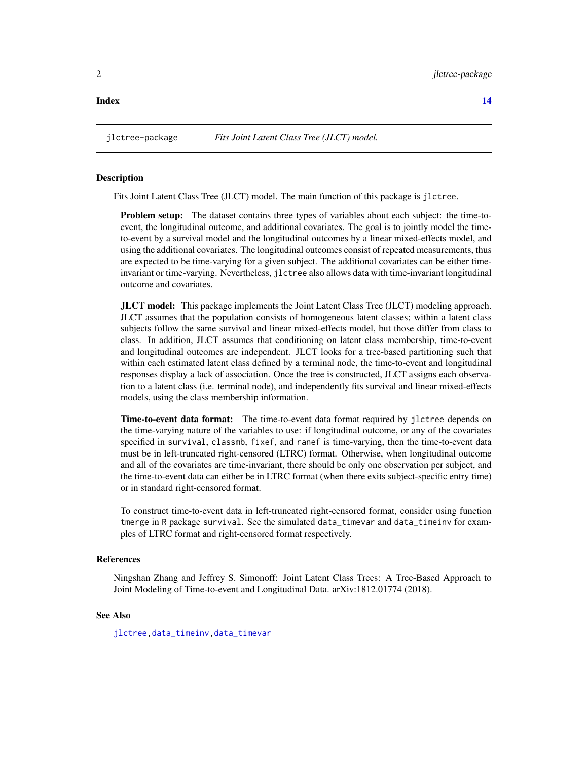**Index** 14

---

jlctree-package *Fits Joint Latent Class Tree (JLCT) model.*

---

### Description

Fits Joint Latent Class Tree (JLCT) model. The main function of this package is `jlctree`.

**Problem setup:** The dataset contains three types of variables about each subject: the time-to-event, the longitudinal outcome, and additional covariates. The goal is to jointly model the time-to-event by a survival model and the longitudinal outcomes by a linear mixed-effects model, and using the additional covariates. The longitudinal outcomes consist of repeated measurements, thus are expected to be time-varying for a given subject. The additional covariates can be either time-invariant or time-varying. Nevertheless, `jlctree` also allows data with time-invariant longitudinal outcome and covariates.

**JLCT model:** This package implements the Joint Latent Class Tree (JLCT) modeling approach. JLCT assumes that the population consists of homogeneous latent classes; within a latent class subjects follow the same survival and linear mixed-effects model, but those differ from class to class. In addition, JLCT assumes that conditioning on latent class membership, time-to-event and longitudinal outcomes are independent. JLCT looks for a tree-based partitioning such that within each estimated latent class defined by a terminal node, the time-to-event and longitudinal responses display a lack of association. Once the tree is constructed, JLCT assigns each observation to a latent class (i.e. terminal node), and independently fits survival and linear mixed-effects models, using the class membership information.

**Time-to-event data format:** The time-to-event data format required by `jlctree` depends on the time-varying nature of the variables to use: if longitudinal outcome, or any of the covariates specified in `survival`, `classmb`, `fixef`, and `ranef` is time-varying, then the time-to-event data must be in left-truncated right-censored (LTRC) format. Otherwise, when longitudinal outcome and all of the covariates are time-invariant, there should be only one observation per subject, and the time-to-event data can either be in LTRC format (when there exits subject-specific entry time) or in standard right-censored format.

To construct time-to-event data in left-truncated right-censored format, consider using function `tmerge` in `R` package `survival`. See the simulated `data_timevar` and `data_timeinv` for examples of LTRC format and right-censored format respectively.

### References

Ningshan Zhang and Jeffrey S. Simonoff: Joint Latent Class Trees: A Tree-Based Approach to Joint Modeling of Time-to-event and Longitudinal Data. arXiv:1812.01774 (2018).

### See Also

`jlctree`,`data_timeinv`,`data_timevar`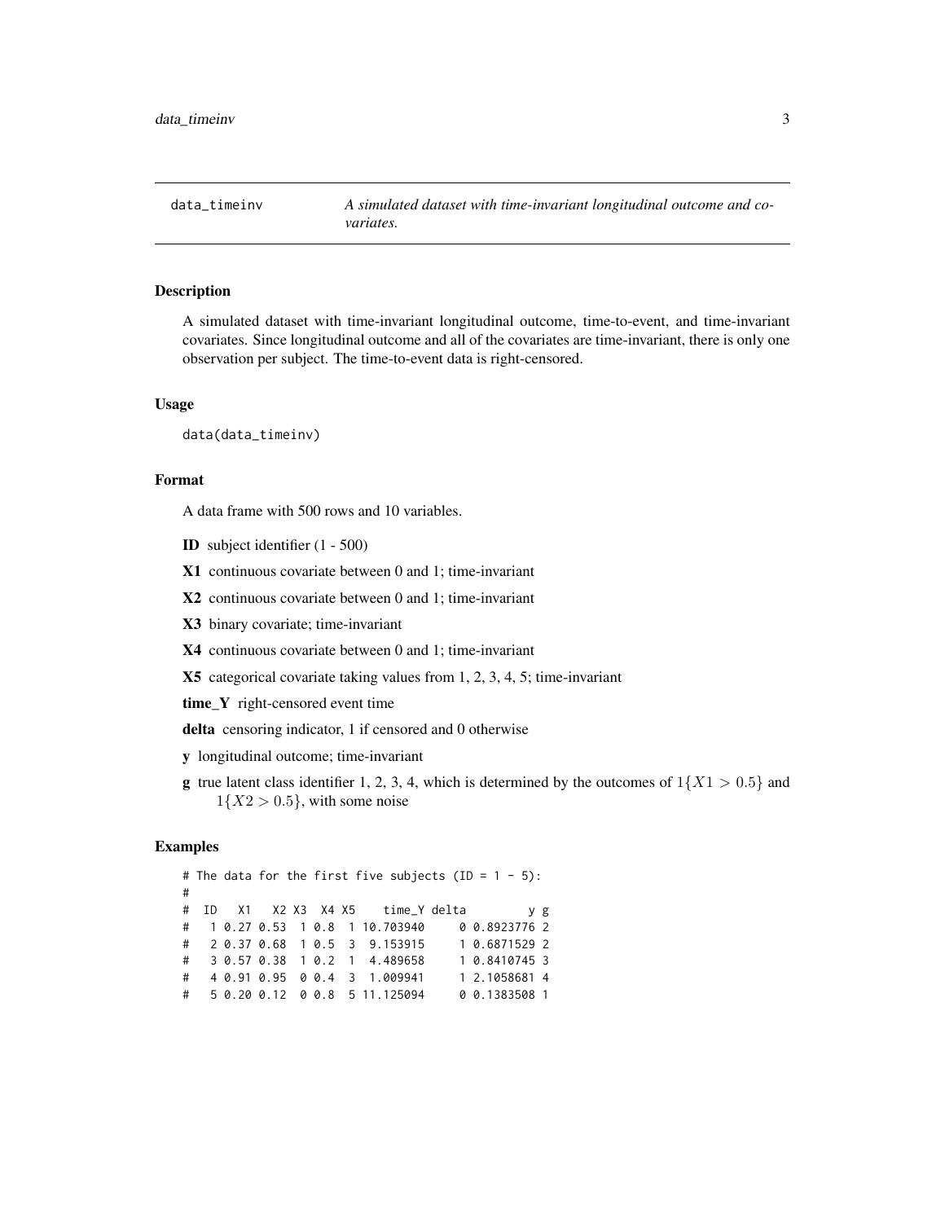# data_timeinv

*A simulated dataset with time-invariant longitudinal outcome and covariates.*

## Description

A simulated dataset with time-invariant longitudinal outcome, time-to-event, and time-invariant covariates. Since longitudinal outcome and all of the covariates are time-invariant, there is only one observation per subject. The time-to-event data is right-censored.

## Usage

```
data(data_timeinv)
```

## Format

A data frame with 500 rows and 10 variables.

**ID** subject identifier (1 - 500)

**X1** continuous covariate between 0 and 1; time-invariant

**X2** continuous covariate between 0 and 1; time-invariant

**X3** binary covariate; time-invariant

**X4** continuous covariate between 0 and 1; time-invariant

**X5** categorical covariate taking values from 1, 2, 3, 4, 5; time-invariant

**time_Y** right-censored event time

**delta** censoring indicator, 1 if censored and 0 otherwise

**y** longitudinal outcome; time-invariant

**g** true latent class identifier 1, 2, 3, 4, which is determined by the outcomes of $1\{X1 > 0.5\}$ and $1\{X2 > 0.5\}$, with some noise

## Examples

```
# The data for the first five subjects (ID = 1 - 5):
#
#  ID   X1   X2 X3  X4 X5    time_Y delta         y g
#   1 0.27 0.53  1 0.8  1 10.703940     0 0.8923776 2
#   2 0.37 0.68  1 0.5  3  9.153915     1 0.6871529 2
#   3 0.57 0.38  1 0.2  1  4.489658     1 0.8410745 3
#   4 0.91 0.95  0 0.4  3  1.009941     1 2.1058681 4
#   5 0.20 0.12  0 0.8  5 11.125094     0 0.1383508 1
```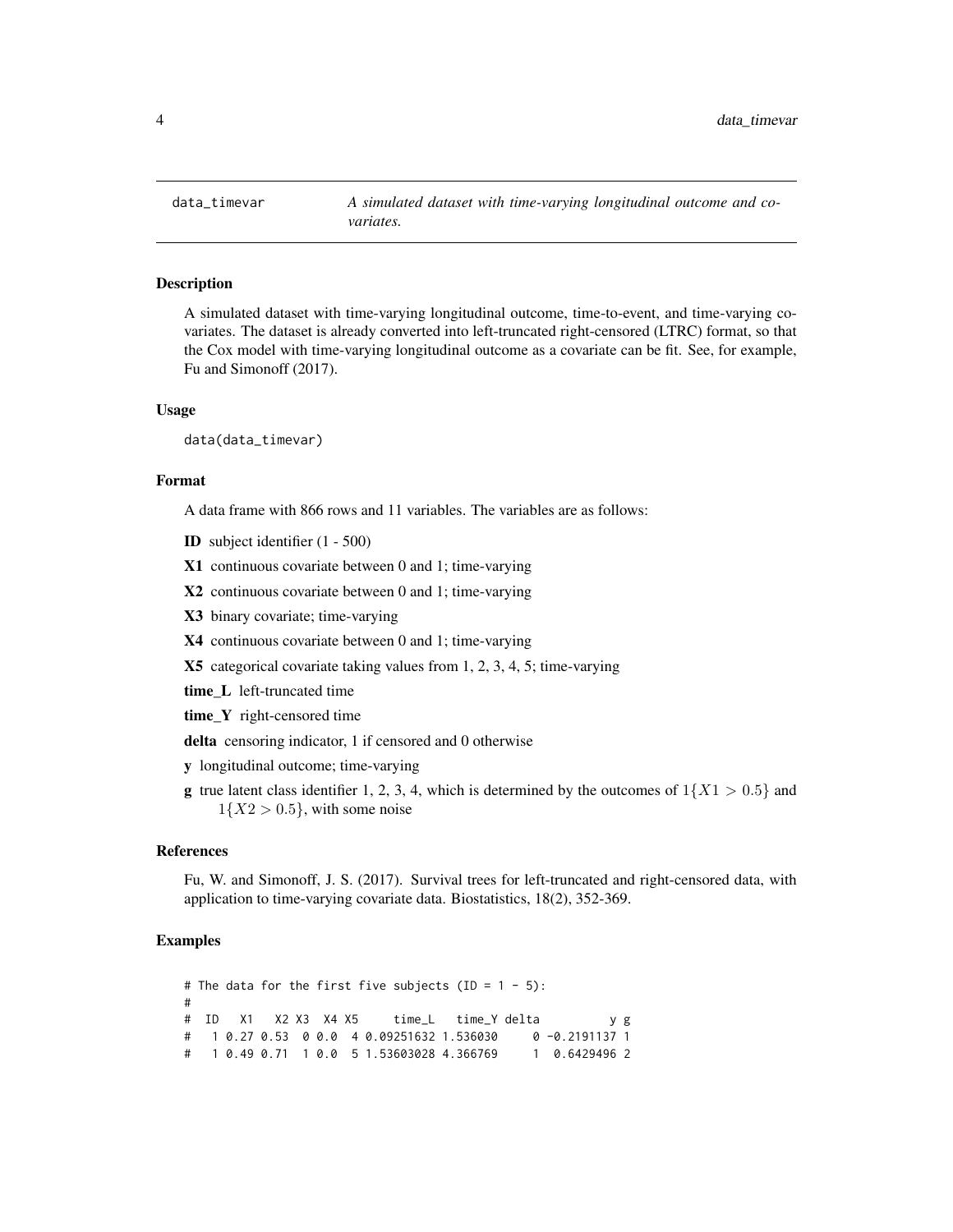## data_timevar

*A simulated dataset with time-varying longitudinal outcome and covariates.*

### Description

A simulated dataset with time-varying longitudinal outcome, time-to-event, and time-varying covariates. The dataset is already converted into left-truncated right-censored (LTRC) format, so that the Cox model with time-varying longitudinal outcome as a covariate can be fit. See, for example, Fu and Simonoff (2017).

### Usage

```
data(data_timevar)
```

### Format

A data frame with 866 rows and 11 variables. The variables are as follows:

- **ID** subject identifier (1 - 500)
- **X1** continuous covariate between 0 and 1; time-varying
- **X2** continuous covariate between 0 and 1; time-varying
- **X3** binary covariate; time-varying
- **X4** continuous covariate between 0 and 1; time-varying
- **X5** categorical covariate taking values from 1, 2, 3, 4, 5; time-varying
- **time_L** left-truncated time
- **time_Y** right-censored time
- **delta** censoring indicator, 1 if censored and 0 otherwise
- **y** longitudinal outcome; time-varying
- **g** true latent class identifier 1, 2, 3, 4, which is determined by the outcomes of $1\{X1 > 0.5\}$ and $1\{X2 > 0.5\}$, with some noise

### References

Fu, W. and Simonoff, J. S. (2017). Survival trees for left-truncated and right-censored data, with application to time-varying covariate data. Biostatistics, 18(2), 352-369.

### Examples

```
# The data for the first five subjects (ID = 1 - 5):
#
#  ID   X1   X2 X3  X4 X5     time_L   time_Y delta          y g
#   1 0.27 0.53  0 0.0  4 0.09251632 1.536030     0 -0.2191137 1
#   1 0.49 0.71  1 0.0  5 1.53603028 4.366769     1  0.6429496 2
```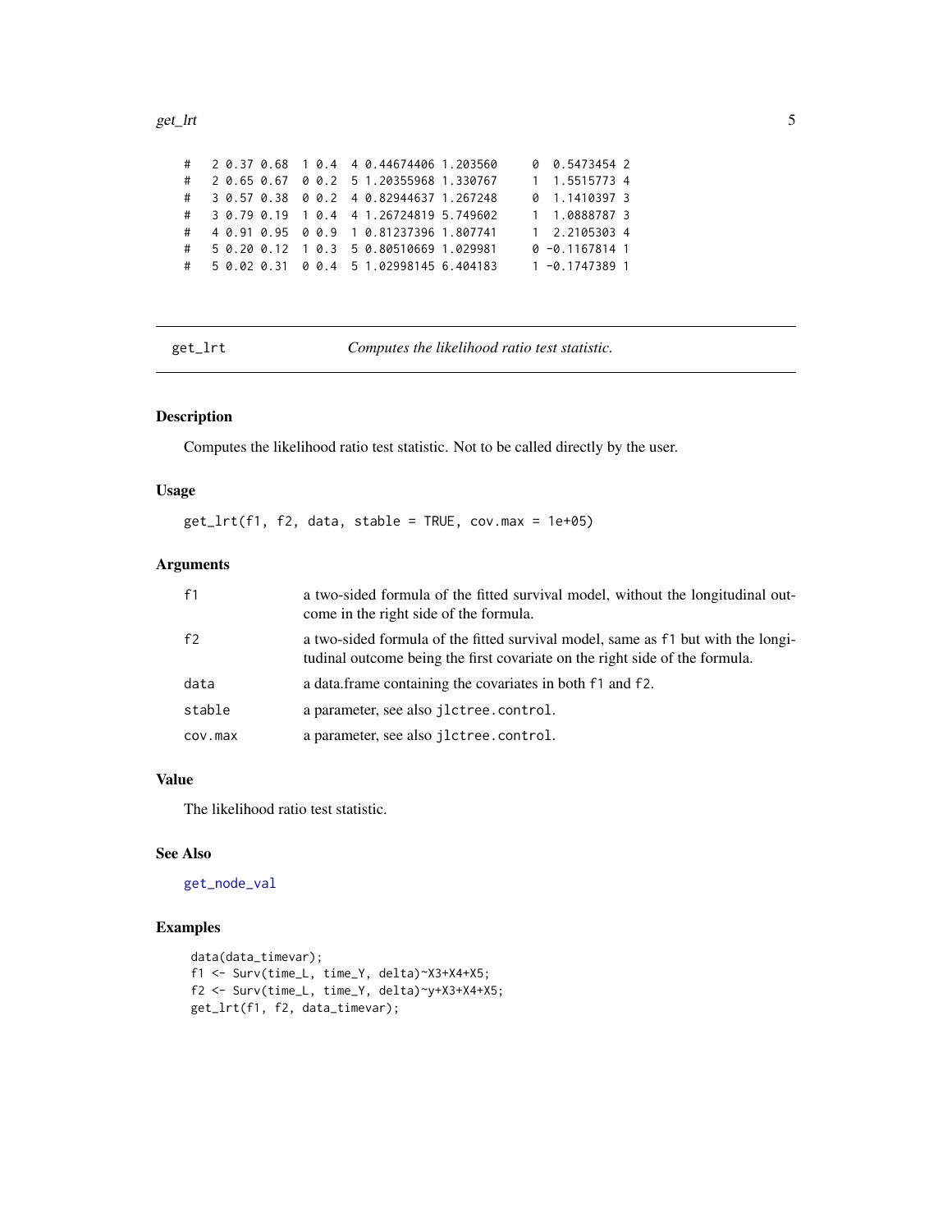```
#   2 0.37 0.68  1 0.4  4 0.44674406 1.203560     0  0.5473454 2
#   2 0.65 0.67  0 0.2  5 1.20355968 1.330767     1  1.5515773 4
#   3 0.57 0.38  0 0.2  4 0.82944637 1.267248     0  1.1410397 3
#   3 0.79 0.19  1 0.4  4 1.26724819 5.749602     1  1.0888787 3
#   4 0.91 0.95  0 0.9  1 0.81237396 1.807741     1  2.2105303 4
#   5 0.20 0.12  1 0.3  5 0.80510669 1.029981     0 -0.1167814 1
#   5 0.02 0.31  0 0.4  5 1.02998145 6.404183     1 -0.1747389 1
```

## get_lrt *Computes the likelihood ratio test statistic.*

### Description

Computes the likelihood ratio test statistic. Not to be called directly by the user.

### Usage

```
get_lrt(f1, f2, data, stable = TRUE, cov.max = 1e+05)
```

### Arguments

| | |
|---|---|
| f1 | a two-sided formula of the fitted survival model, without the longitudinal outcome in the right side of the formula. |
| f2 | a two-sided formula of the fitted survival model, same as f1 but with the longitudinal outcome being the first covariate on the right side of the formula. |
| data | a data.frame containing the covariates in both f1 and f2. |
| stable | a parameter, see also jlctree.control. |
| cov.max | a parameter, see also jlctree.control. |

### Value

The likelihood ratio test statistic.

### See Also

get_node_val

### Examples

```
data(data_timevar);
f1 <- Surv(time_L, time_Y, delta)~X3+X4+X5;
f2 <- Surv(time_L, time_Y, delta)~y+X3+X4+X5;
get_lrt(f1, f2, data_timevar);
```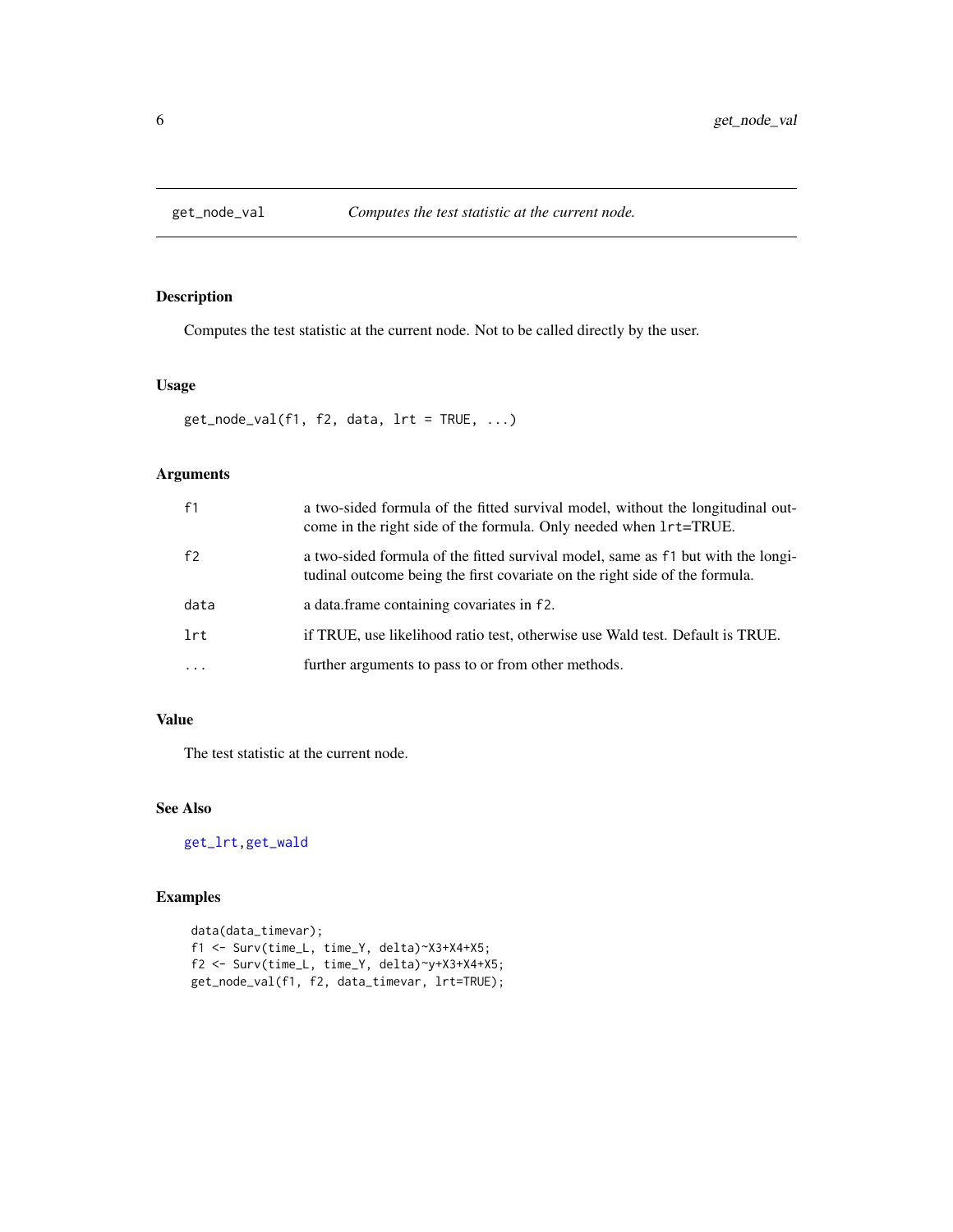## get_node_val — *Computes the test statistic at the current node.*

### Description

Computes the test statistic at the current node. Not to be called directly by the user.

### Usage

```
get_node_val(f1, f2, data, lrt = TRUE, ...)
```

### Arguments

| | |
|---|---|
| `f1` | a two-sided formula of the fitted survival model, without the longitudinal outcome in the right side of the formula. Only needed when `lrt`=TRUE. |
| `f2` | a two-sided formula of the fitted survival model, same as `f1` but with the longitudinal outcome being the first covariate on the right side of the formula. |
| `data` | a data.frame containing covariates in `f2`. |
| `lrt` | if TRUE, use likelihood ratio test, otherwise use Wald test. Default is TRUE. |
| `...` | further arguments to pass to or from other methods. |

### Value

The test statistic at the current node.

### See Also

`get_lrt`, `get_wald`

### Examples

```
data(data_timevar);
f1 <- Surv(time_L, time_Y, delta)~X3+X4+X5;
f2 <- Surv(time_L, time_Y, delta)~y+X3+X4+X5;
get_node_val(f1, f2, data_timevar, lrt=TRUE);
```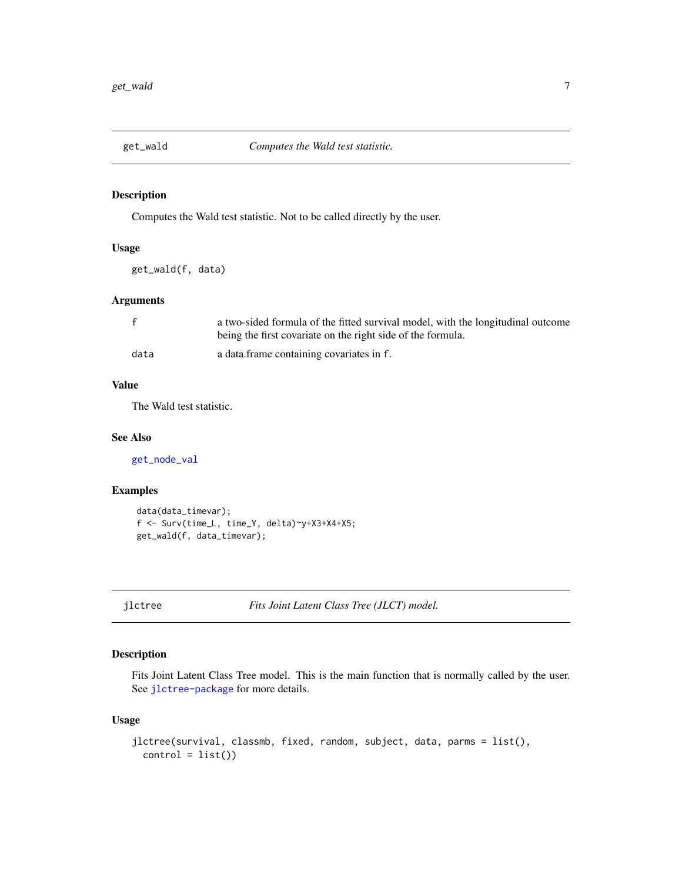## get_wald — *Computes the Wald test statistic.*

### Description

Computes the Wald test statistic. Not to be called directly by the user.

### Usage

```
get_wald(f, data)
```

### Arguments

| | |
|---|---|
| `f` | a two-sided formula of the fitted survival model, with the longitudinal outcome being the first covariate on the right side of the formula. |
| `data` | a data.frame containing covariates in `f`. |

### Value

The Wald test statistic.

### See Also

`get_node_val`

### Examples

```
data(data_timevar);
f <- Surv(time_L, time_Y, delta)~y+X3+X4+X5;
get_wald(f, data_timevar);
```

## jlctree — *Fits Joint Latent Class Tree (JLCT) model.*

### Description

Fits Joint Latent Class Tree model. This is the main function that is normally called by the user. See `jlctree-package` for more details.

### Usage

```
jlctree(survival, classmb, fixed, random, subject, data, parms = list(),
  control = list())
```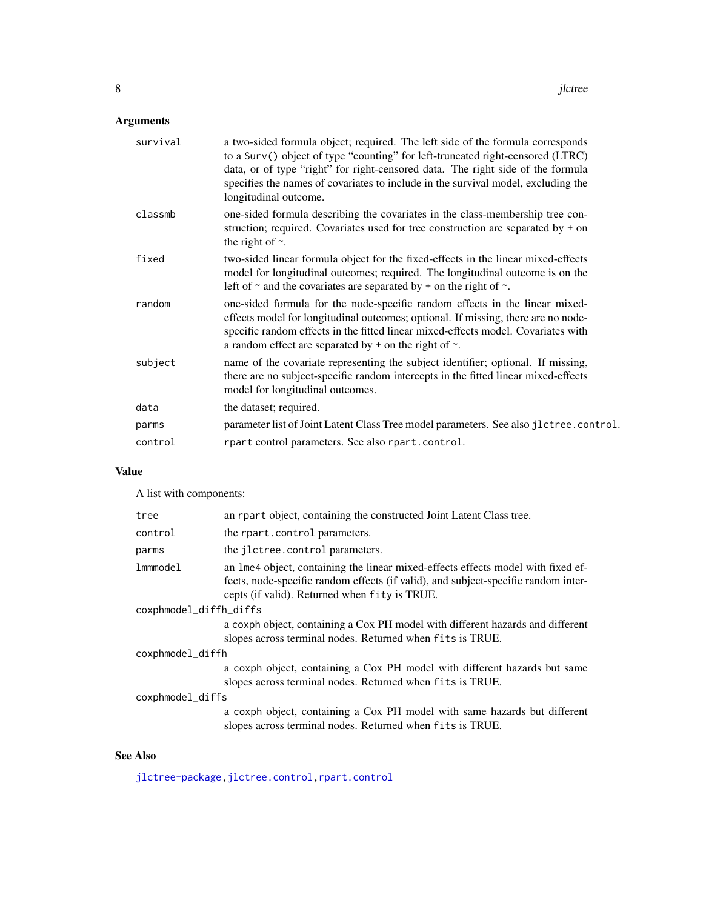## Arguments

| | |
|---|---|
| `survival` | a two-sided formula object; required. The left side of the formula corresponds to a `Surv()` object of type "counting" for left-truncated right-censored (LTRC) data, or of type "right" for right-censored data. The right side of the formula specifies the names of covariates to include in the survival model, excluding the longitudinal outcome. |
| `classmb` | one-sided formula describing the covariates in the class-membership tree construction; required. Covariates used for tree construction are separated by + on the right of ~. |
| `fixed` | two-sided linear formula object for the fixed-effects in the linear mixed-effects model for longitudinal outcomes; required. The longitudinal outcome is on the left of ~ and the covariates are separated by + on the right of ~. |
| `random` | one-sided formula for the node-specific random effects in the linear mixed-effects model for longitudinal outcomes; optional. If missing, there are no node-specific random effects in the fitted linear mixed-effects model. Covariates with a random effect are separated by + on the right of ~. |
| `subject` | name of the covariate representing the subject identifier; optional. If missing, there are no subject-specific random intercepts in the fitted linear mixed-effects model for longitudinal outcomes. |
| `data` | the dataset; required. |
| `parms` | parameter list of Joint Latent Class Tree model parameters. See also `jlctree.control`. |
| `control` | `rpart` control parameters. See also `rpart.control`. |

## Value

A list with components:

| | |
|---|---|
| `tree` | an `rpart` object, containing the constructed Joint Latent Class tree. |
| `control` | the `rpart.control` parameters. |
| `parms` | the `jlctree.control` parameters. |
| `lmmmodel` | an `lme4` object, containing the linear mixed-effects effects model with fixed effects, node-specific random effects (if valid), and subject-specific random intercepts (if valid). Returned when `fity` is TRUE. |
| `coxphmodel_diffh_diffs` | a `coxph` object, containing a Cox PH model with different hazards and different slopes across terminal nodes. Returned when `fits` is TRUE. |
| `coxphmodel_diffh` | a `coxph` object, containing a Cox PH model with different hazards but same slopes across terminal nodes. Returned when `fits` is TRUE. |
| `coxphmodel_diffs` | a `coxph` object, containing a Cox PH model with same hazards but different slopes across terminal nodes. Returned when `fits` is TRUE. |

## See Also

`jlctree-package`, `jlctree.control`, `rpart.control`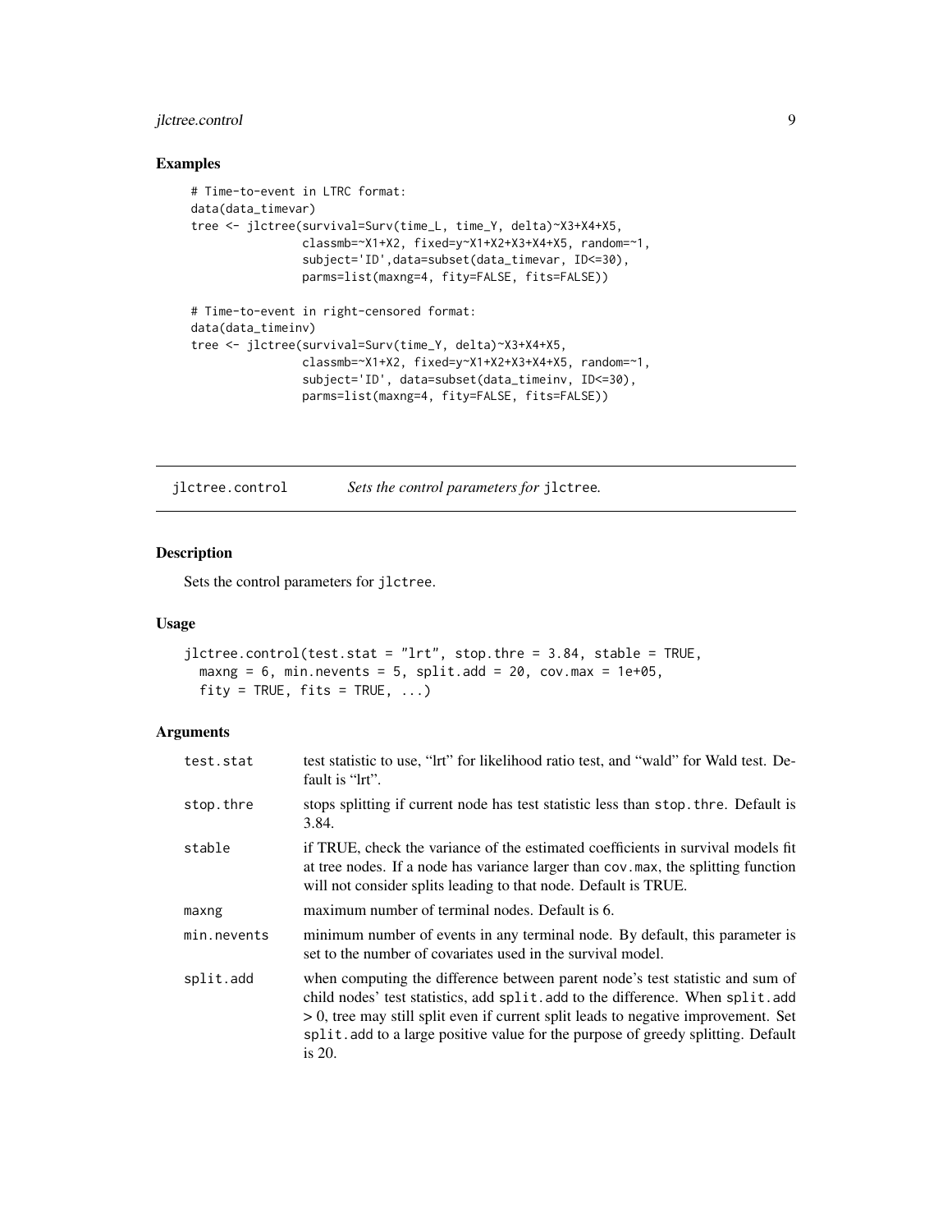## Examples

```
# Time-to-event in LTRC format:
data(data_timevar)
tree <- jlctree(survival=Surv(time_L, time_Y, delta)~X3+X4+X5,
                classmb=~X1+X2, fixed=y~X1+X2+X3+X4+X5, random=~1,
                subject='ID',data=subset(data_timevar, ID<=30),
                parms=list(maxng=4, fity=FALSE, fits=FALSE))

# Time-to-event in right-censored format:
data(data_timeinv)
tree <- jlctree(survival=Surv(time_Y, delta)~X3+X4+X5,
                classmb=~X1+X2, fixed=y~X1+X2+X3+X4+X5, random=~1,
                subject='ID', data=subset(data_timeinv, ID<=30),
                parms=list(maxng=4, fity=FALSE, fits=FALSE))
```

---

`jlctree.control` *Sets the control parameters for* `jlctree`*.*

---

## Description

Sets the control parameters for `jlctree`.

## Usage

```
jlctree.control(test.stat = "lrt", stop.thre = 3.84, stable = TRUE,
  maxng = 6, min.nevents = 5, split.add = 20, cov.max = 1e+05,
  fity = TRUE, fits = TRUE, ...)
```

## Arguments

| | |
|---|---|
| `test.stat` | test statistic to use, "lrt" for likelihood ratio test, and "wald" for Wald test. Default is "lrt". |
| `stop.thre` | stops splitting if current node has test statistic less than `stop.thre`. Default is 3.84. |
| `stable` | if TRUE, check the variance of the estimated coefficients in survival models fit at tree nodes. If a node has variance larger than `cov.max`, the splitting function will not consider splits leading to that node. Default is TRUE. |
| `maxng` | maximum number of terminal nodes. Default is 6. |
| `min.nevents` | minimum number of events in any terminal node. By default, this parameter is set to the number of covariates used in the survival model. |
| `split.add` | when computing the difference between parent node's test statistic and sum of child nodes' test statistics, add `split.add` to the difference. When `split.add` > 0, tree may still split even if current split leads to negative improvement. Set `split.add` to a large positive value for the purpose of greedy splitting. Default is 20. |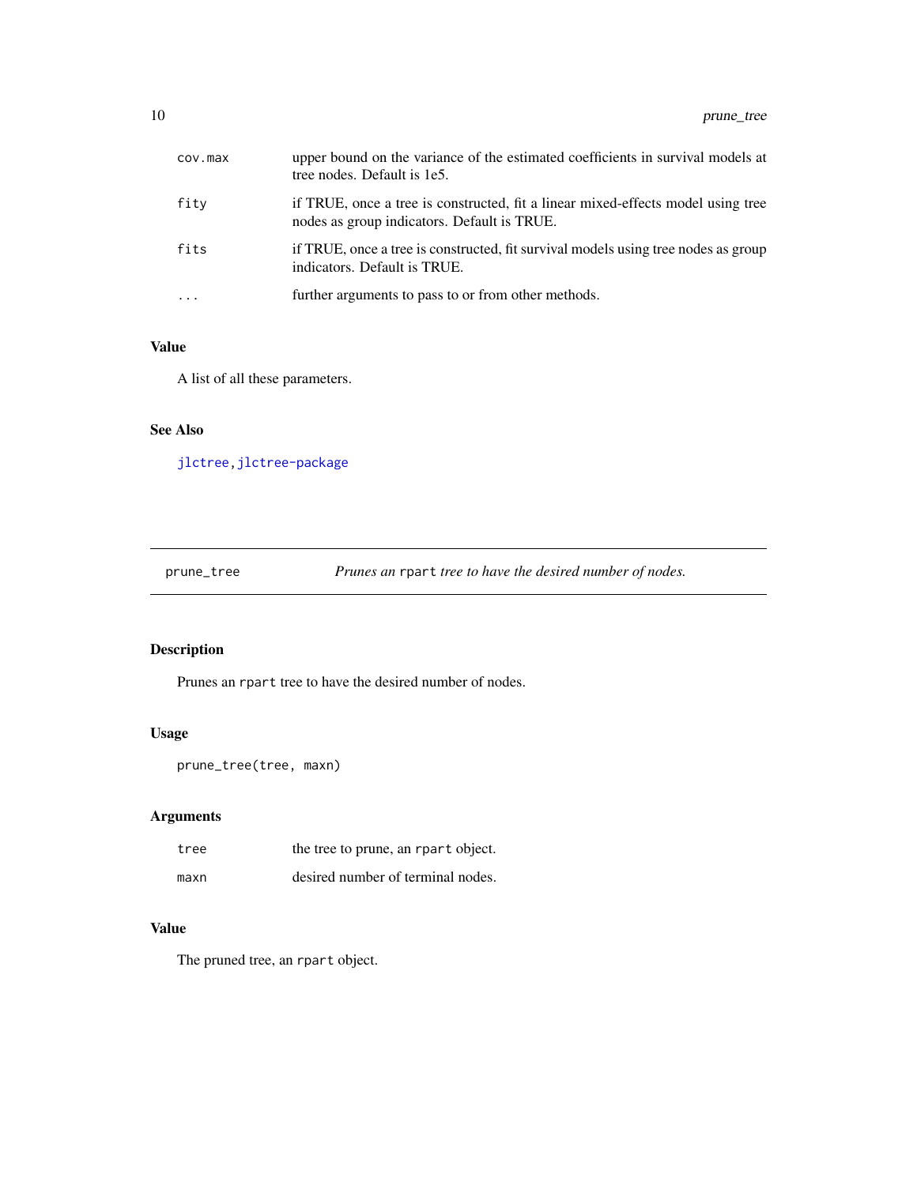| | |
|---|---|
| `cov.max` | upper bound on the variance of the estimated coefficients in survival models at tree nodes. Default is 1e5. |
| `fity` | if TRUE, once a tree is constructed, fit a linear mixed-effects model using tree nodes as group indicators. Default is TRUE. |
| `fits` | if TRUE, once a tree is constructed, fit survival models using tree nodes as group indicators. Default is TRUE. |
| `...` | further arguments to pass to or from other methods. |

### Value

A list of all these parameters.

### See Also

`jlctree,jlctree-package`

---

## prune_tree — *Prunes an `rpart` tree to have the desired number of nodes.*

---

### Description

Prunes an `rpart` tree to have the desired number of nodes.

### Usage

```
prune_tree(tree, maxn)
```

### Arguments

| | |
|---|---|
| `tree` | the tree to prune, an `rpart` object. |
| `maxn` | desired number of terminal nodes. |

### Value

The pruned tree, an `rpart` object.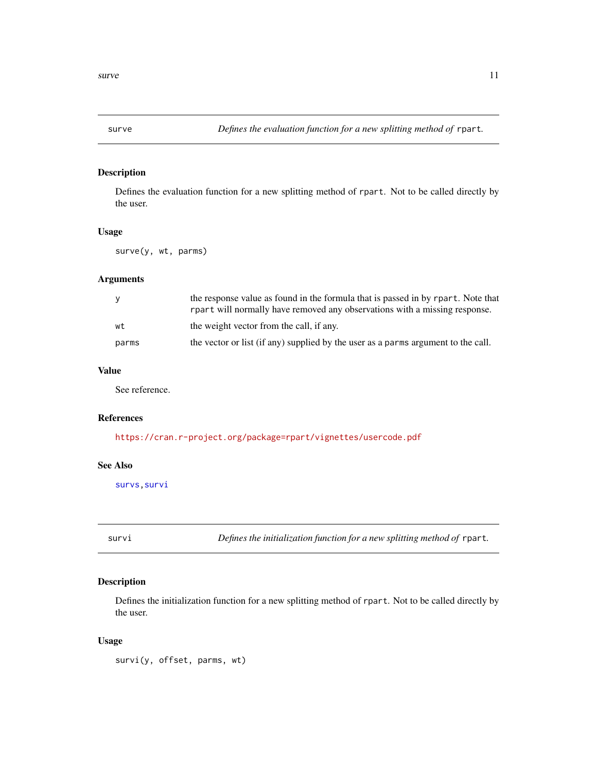## surve — *Defines the evaluation function for a new splitting method of* `rpart`*.*

### Description

Defines the evaluation function for a new splitting method of `rpart`. Not to be called directly by the user.

### Usage

```
surve(y, wt, parms)
```

### Arguments

| | |
|---|---|
| `y` | the response value as found in the formula that is passed in by `rpart`. Note that `rpart` will normally have removed any observations with a missing response. |
| `wt` | the weight vector from the call, if any. |
| `parms` | the vector or list (if any) supplied by the user as a `parms` argument to the call. |

### Value

See reference.

### References

https://cran.r-project.org/package=rpart/vignettes/usercode.pdf

### See Also

`survs`, `survi`

## survi — *Defines the initialization function for a new splitting method of* `rpart`*.*

### Description

Defines the initialization function for a new splitting method of `rpart`. Not to be called directly by the user.

### Usage

```
survi(y, offset, parms, wt)
```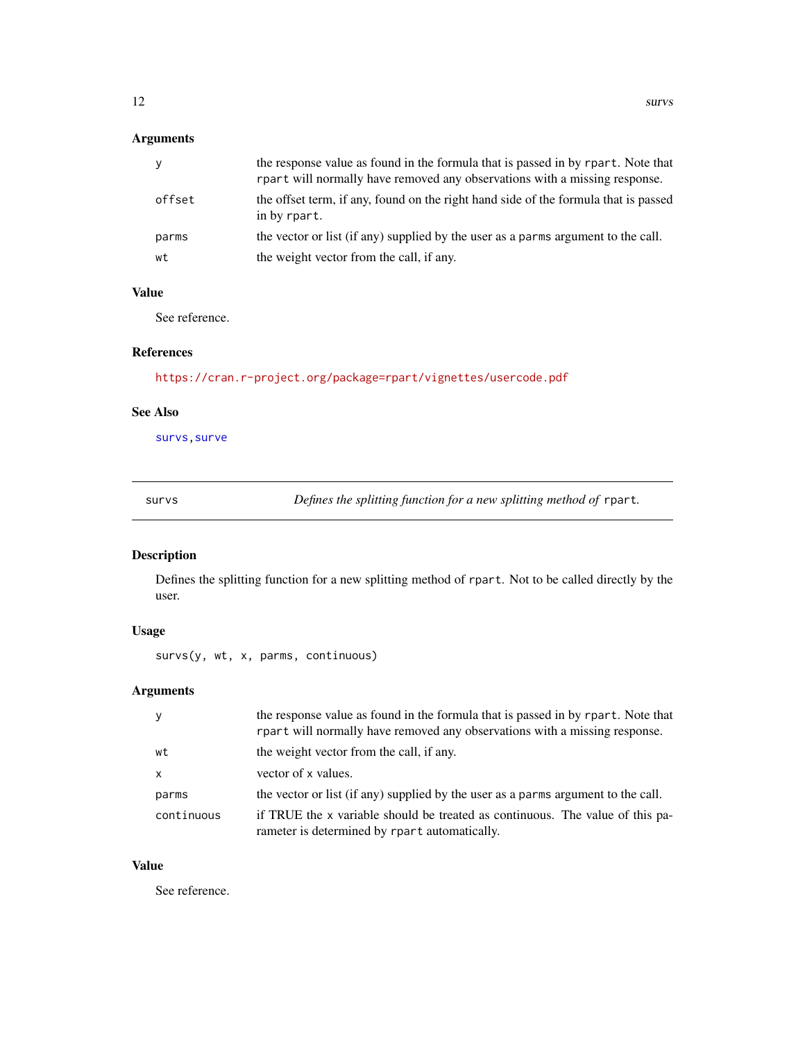## Arguments

| | |
|---|---|
| `y` | the response value as found in the formula that is passed in by `rpart`. Note that `rpart` will normally have removed any observations with a missing response. |
| `offset` | the offset term, if any, found on the right hand side of the formula that is passed in by `rpart`. |
| `parms` | the vector or list (if any) supplied by the user as a `parms` argument to the call. |
| `wt` | the weight vector from the call, if any. |

## Value

See reference.

## References

https://cran.r-project.org/package=rpart/vignettes/usercode.pdf

## See Also

`survs`, `surve`

---

# survs — *Defines the splitting function for a new splitting method of* `rpart`.

## Description

Defines the splitting function for a new splitting method of `rpart`. Not to be called directly by the user.

## Usage

```
survs(y, wt, x, parms, continuous)
```

## Arguments

| | |
|---|---|
| `y` | the response value as found in the formula that is passed in by `rpart`. Note that `rpart` will normally have removed any observations with a missing response. |
| `wt` | the weight vector from the call, if any. |
| `x` | vector of `x` values. |
| `parms` | the vector or list (if any) supplied by the user as a `parms` argument to the call. |
| `continuous` | if TRUE the `x` variable should be treated as continuous. The value of this parameter is determined by `rpart` automatically. |

## Value

See reference.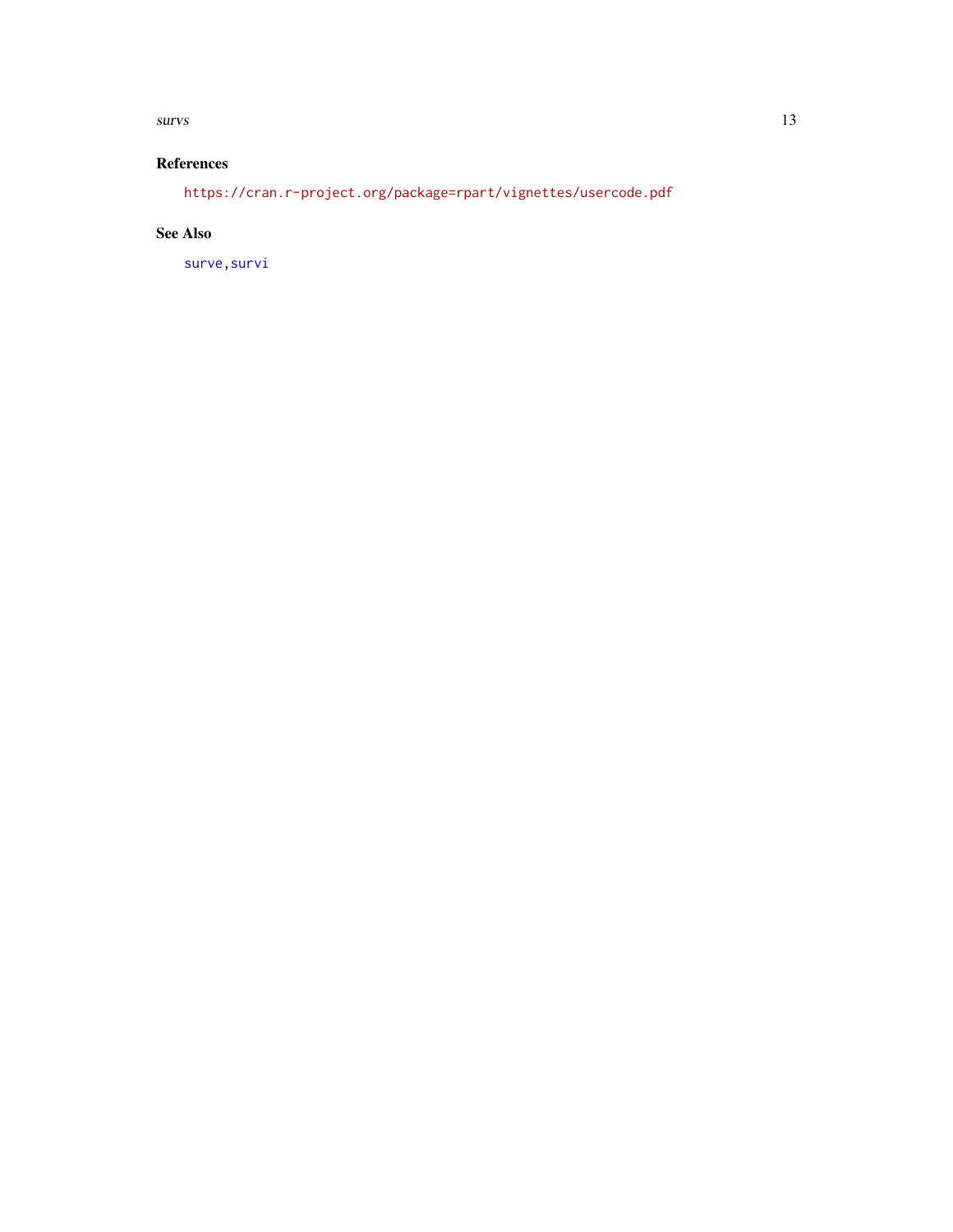### References

https://cran.r-project.org/package=rpart/vignettes/usercode.pdf

### See Also

surve, survi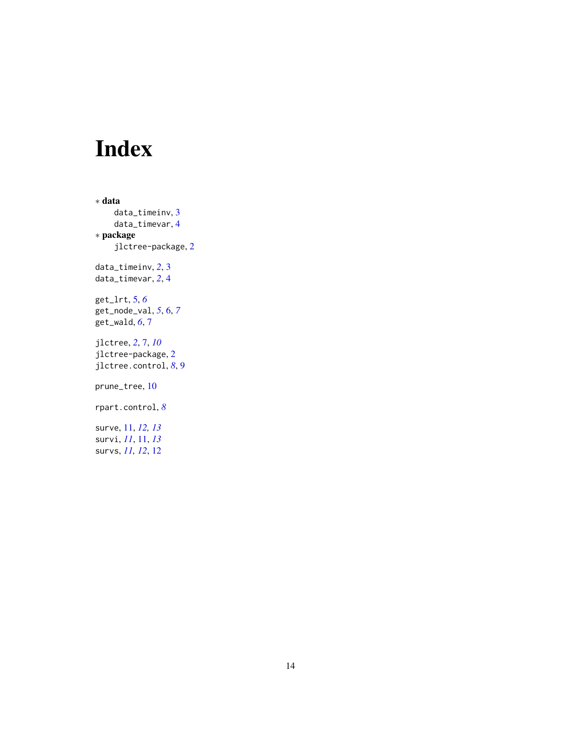# Index

∗ **data**
    data_timeinv, 3
    data_timevar, 4
∗ **package**
    jlctree-package, 2

data_timeinv, *2*, 3
data_timevar, *2*, 4

get_lrt, 5, *6*
get_node_val, *5*, 6, *7*
get_wald, *6*, 7

jlctree, *2*, 7, *10*
jlctree-package, 2
jlctree.control, *8*, 9

prune_tree, 10

rpart.control, *8*

surve, 11, *12, 13*
survi, *11*, 11, *13*
survs, *11, 12*, 12